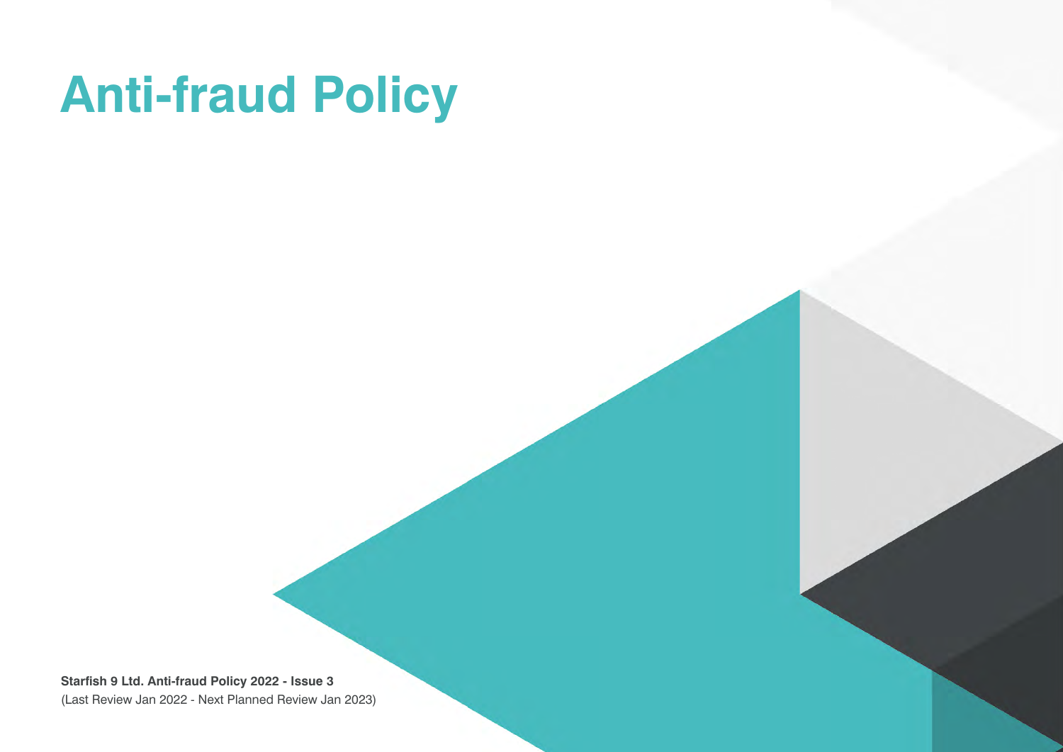# Anti-fraud Policy

**Starfish 9 Ltd. Anti-fraud Policy 2022 - Issue 3**
(Last Review Jan 2022 - Next Planned Review Jan 2023)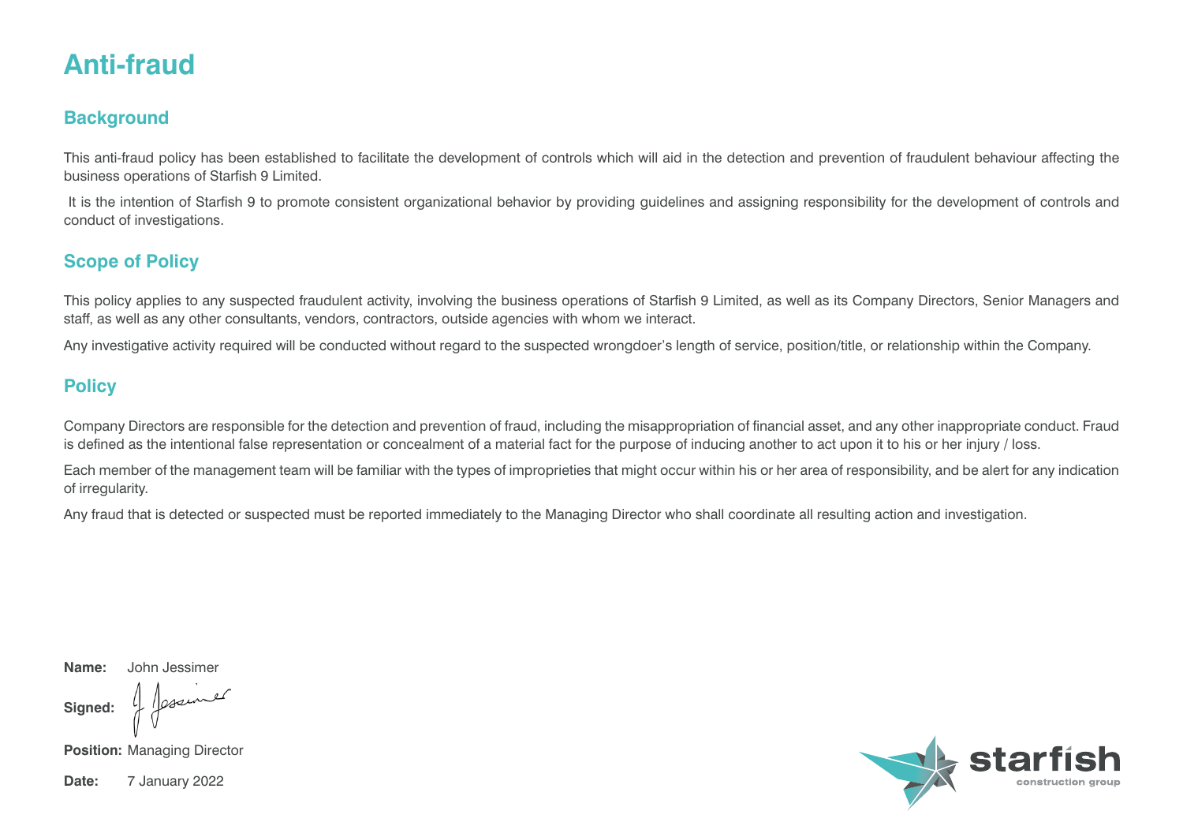# Anti-fraud

## Background

This anti-fraud policy has been established to facilitate the development of controls which will aid in the detection and prevention of fraudulent behaviour affecting the business operations of Starfish 9 Limited.

It is the intention of Starfish 9 to promote consistent organizational behavior by providing guidelines and assigning responsibility for the development of controls and conduct of investigations.

## Scope of Policy

This policy applies to any suspected fraudulent activity, involving the business operations of Starfish 9 Limited, as well as its Company Directors, Senior Managers and staff, as well as any other consultants, vendors, contractors, outside agencies with whom we interact.

Any investigative activity required will be conducted without regard to the suspected wrongdoer's length of service, position/title, or relationship within the Company.

## Policy

Company Directors are responsible for the detection and prevention of fraud, including the misappropriation of financial asset, and any other inappropriate conduct. Fraud is defined as the intentional false representation or concealment of a material fact for the purpose of inducing another to act upon it to his or her injury / loss.

Each member of the management team will be familiar with the types of improprieties that might occur within his or her area of responsibility, and be alert for any indication of irregularity.

Any fraud that is detected or suspected must be reported immediately to the Managing Director who shall coordinate all resulting action and investigation.

**Name:** John Jessimer

**Signed:** J Jessimer

**Position:** Managing Director

**Date:** 7 January 2022

starfish construction group